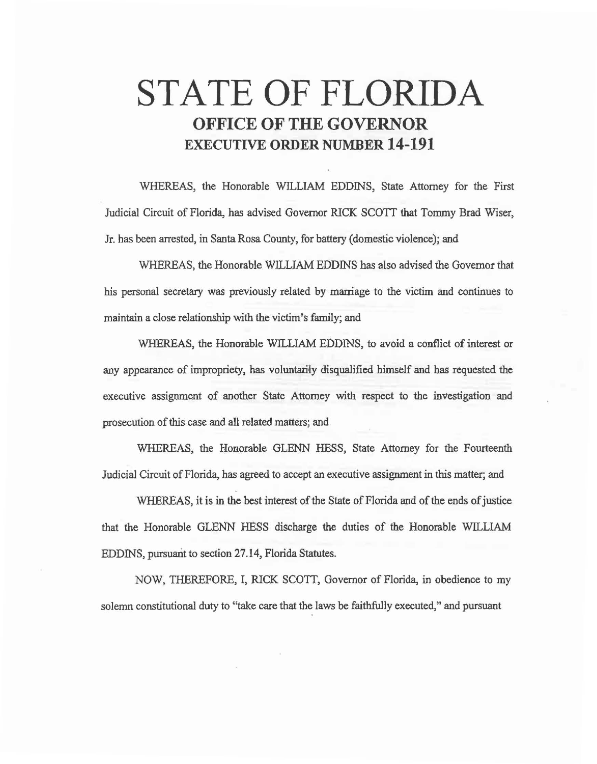# STATE OF FLORIDA

## OFFICE OF THE GOVERNOR

## EXECUTIVE ORDER NUMBER 14-191

WHEREAS, the Honorable WILLIAM EDDINS, State Attorney for the First Judicial Circuit of Florida, has advised Governor RICK SCOTT that Tommy Brad Wiser, Jr. has been arrested, in Santa Rosa County, for battery (domestic violence); and

WHEREAS, the Honorable WILLIAM EDDINS has also advised the Governor that his personal secretary was previously related by marriage to the victim and continues to maintain a close relationship with the victim's family; and

WHEREAS, the Honorable WILLIAM EDDINS, to avoid a conflict of interest or any appearance of impropriety, has voluntarily disqualified himself and has requested the executive assignment of another State Attorney with respect to the investigation and prosecution of this case and all related matters; and

WHEREAS, the Honorable GLENN HESS, State Attorney for the Fourteenth Judicial Circuit of Florida, has agreed to accept an executive assignment in this matter; and

WHEREAS, it is in the best interest of the State of Florida and of the ends of justice that the Honorable GLENN HESS discharge the duties of the Honorable WILLIAM EDDINS, pursuant to section 27.14, Florida Statutes.

NOW, THEREFORE, I, RICK SCOTT, Governor of Florida, in obedience to my solemn constitutional duty to "take care that the laws be faithfully executed," and pursuant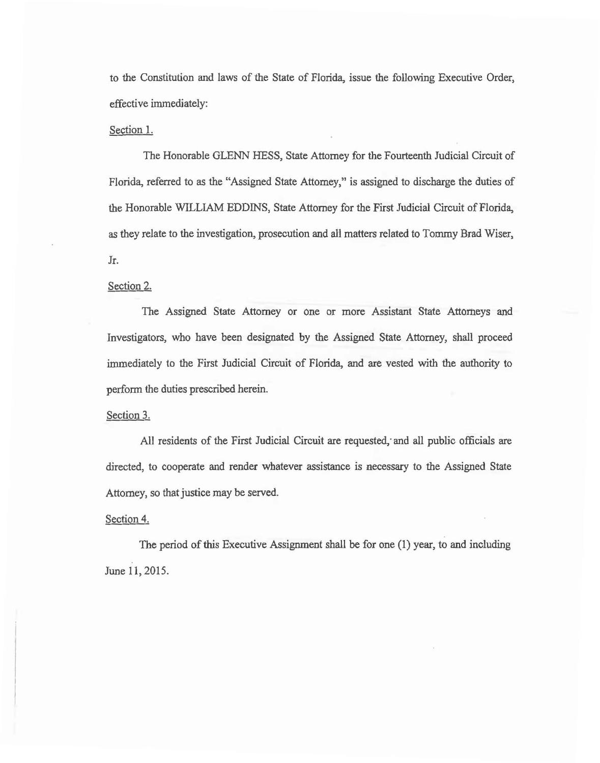to the Constitution and laws of the State of Florida, issue the following Executive Order, effective immediately:

Section 1.

The Honorable GLENN HESS, State Attorney for the Fourteenth Judicial Circuit of Florida, referred to as the "Assigned State Attorney," is assigned to discharge the duties of the Honorable WILLIAM EDDINS, State Attorney for the First Judicial Circuit of Florida, as they relate to the investigation, prosecution and all matters related to Tommy Brad Wiser, Jr.

Section 2.

The Assigned State Attorney or one or more Assistant State Attorneys and Investigators, who have been designated by the Assigned State Attorney, shall proceed immediately to the First Judicial Circuit of Florida, and are vested with the authority to perform the duties prescribed herein.

Section 3.

All residents of the First Judicial Circuit are requested, and all public officials are directed, to cooperate and render whatever assistance is necessary to the Assigned State Attorney, so that justice may be served.

Section 4.

The period of this Executive Assignment shall be for one (1) year, to and including June 11, 2015.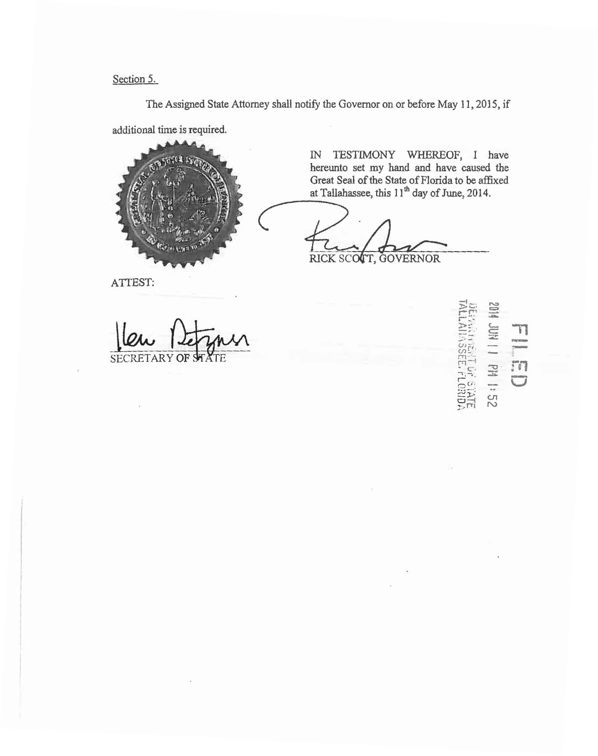Section 5.

The Assigned State Attorney shall notify the Governor on or before May 11, 2015, if additional time is required.

IN TESTIMONY WHEREOF, I have hereunto set my hand and have caused the Great Seal of the State of Florida to be affixed at Tallahassee, this 11th day of June, 2014.

RICK SCOTT, GOVERNOR

ATTEST:

SECRETARY OF STATE

FILED

2014 JUN 11 PM 1:52

DEPARTMENT OF STATE
TALLAHASSEE, FLORIDA